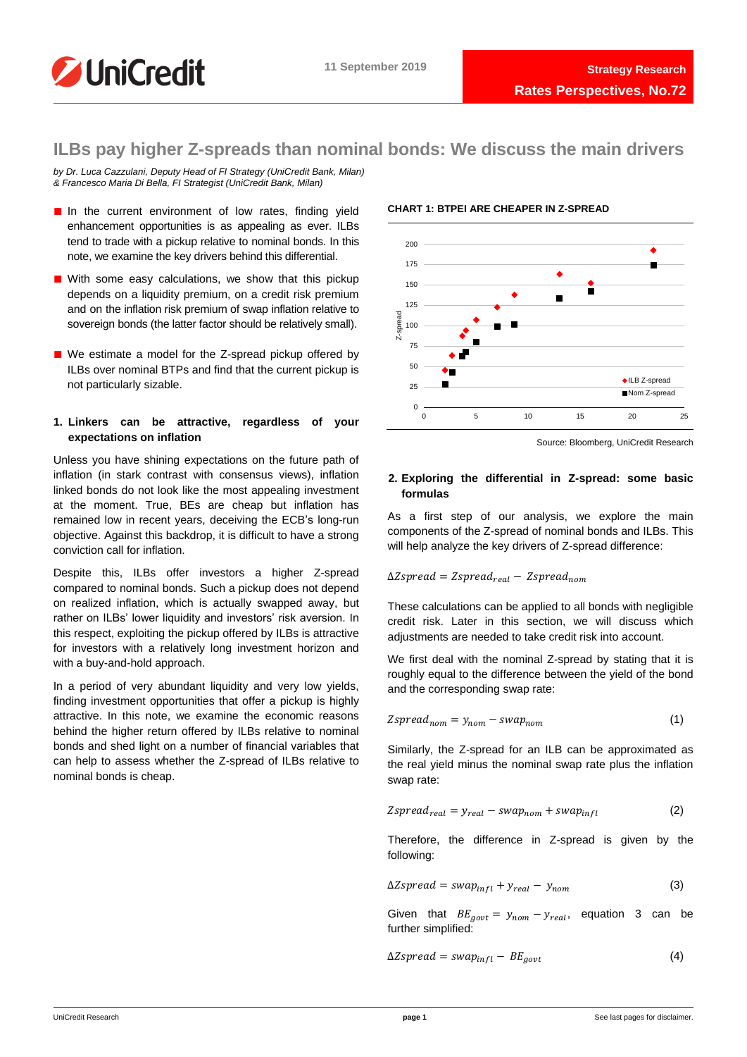# ILBs pay higher Z-spreads than nominal bonds: We discuss the main drivers

*by Dr. Luca Cazzulani, Deputy Head of FI Strategy (UniCredit Bank, Milan)*
*& Francesco Maria Di Bella, FI Strategist (UniCredit Bank, Milan)*

- In the current environment of low rates, finding yield enhancement opportunities is as appealing as ever. ILBs tend to trade with a pickup relative to nominal bonds. In this note, we examine the key drivers behind this differential.
- With some easy calculations, we show that this pickup depends on a liquidity premium, on a credit risk premium and on the inflation risk premium of swap inflation relative to sovereign bonds (the latter factor should be relatively small).
- We estimate a model for the Z-spread pickup offered by ILBs over nominal BTPs and find that the current pickup is not particularly sizable.

## 1. Linkers can be attractive, regardless of your expectations on inflation

Unless you have shining expectations on the future path of inflation (in stark contrast with consensus views), inflation linked bonds do not look like the most appealing investment at the moment. True, BEs are cheap but inflation has remained low in recent years, deceiving the ECB's long-run objective. Against this backdrop, it is difficult to have a strong conviction call for inflation.

Despite this, ILBs offer investors a higher Z-spread compared to nominal bonds. Such a pickup does not depend on realized inflation, which is actually swapped away, but rather on ILBs' lower liquidity and investors' risk aversion. In this respect, exploiting the pickup offered by ILBs is attractive for investors with a relatively long investment horizon and with a buy-and-hold approach.

In a period of very abundant liquidity and very low yields, finding investment opportunities that offer a pickup is highly attractive. In this note, we examine the economic reasons behind the higher return offered by ILBs relative to nominal bonds and shed light on a number of financial variables that can help to assess whether the Z-spread of ILBs relative to nominal bonds is cheap.

**CHART 1: BTPEI ARE CHEAPER IN Z-SPREAD**

Source: Bloomberg, UniCredit Research

## 2. Exploring the differential in Z-spread: some basic formulas

As a first step of our analysis, we explore the main components of the Z-spread of nominal bonds and ILBs. This will help analyze the key drivers of Z-spread difference:

$$\Delta Zspread = Zspread_{real} - Zspread_{nom}$$

These calculations can be applied to all bonds with negligible credit risk. Later in this section, we will discuss which adjustments are needed to take credit risk into account.

We first deal with the nominal Z-spread by stating that it is roughly equal to the difference between the yield of the bond and the corresponding swap rate:

$$Zspread_{nom} = y_{nom} - swap_{nom} \quad (1)$$

Similarly, the Z-spread for an ILB can be approximated as the real yield minus the nominal swap rate plus the inflation swap rate:

$$Zspread_{real} = y_{real} - swap_{nom} + swap_{infl} \quad (2)$$

Therefore, the difference in Z-spread is given by the following:

$$\Delta Zspread = swap_{infl} + y_{real} - y_{nom} \quad (3)$$

Given that $BE_{govt} = y_{nom} - y_{real}$, equation 3 can be further simplified:

$$\Delta Zspread = swap_{infl} - BE_{govt} \quad (4)$$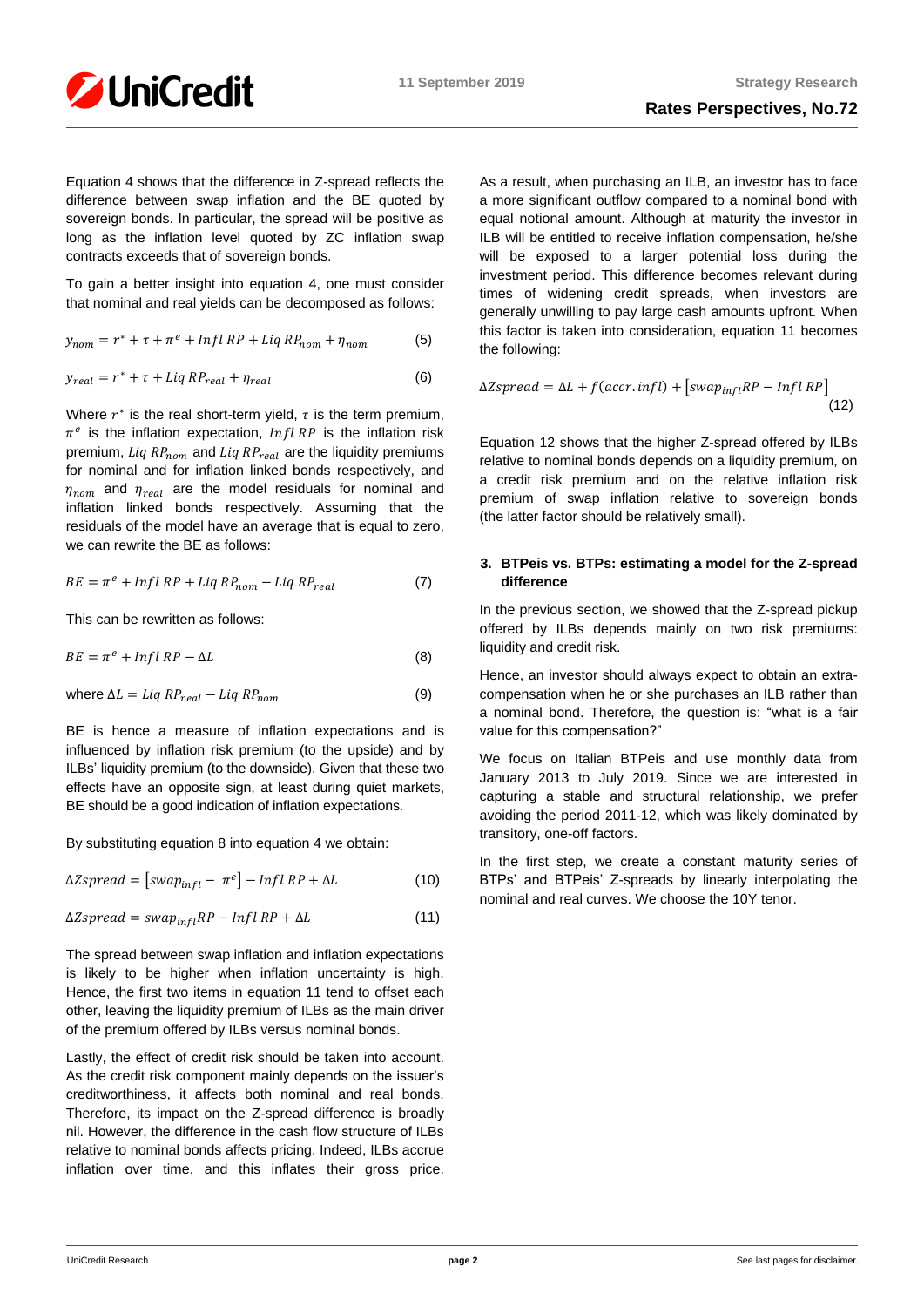Equation 4 shows that the difference in Z-spread reflects the difference between swap inflation and the BE quoted by sovereign bonds. In particular, the spread will be positive as long as the inflation level quoted by ZC inflation swap contracts exceeds that of sovereign bonds.

To gain a better insight into equation 4, one must consider that nominal and real yields can be decomposed as follows:

$$y_{nom} = r^* + \tau + \pi^e + Infl\,RP + Liq\,RP_{nom} + \eta_{nom} \quad (5)$$

$$y_{real} = r^* + \tau + Liq\,RP_{real} + \eta_{real} \quad (6)$$

Where $r^*$ is the real short-term yield, $\tau$ is the term premium, $\pi^e$ is the inflation expectation, $Infl\,RP$ is the inflation risk premium, $Liq\,RP_{nom}$ and $Liq\,RP_{real}$ are the liquidity premiums for nominal and for inflation linked bonds respectively, and $\eta_{nom}$ and $\eta_{real}$ are the model residuals for nominal and inflation linked bonds respectively. Assuming that the residuals of the model have an average that is equal to zero, we can rewrite the BE as follows:

$$BE = \pi^e + Infl\,RP + Liq\,RP_{nom} - Liq\,RP_{real} \quad (7)$$

This can be rewritten as follows:

$$BE = \pi^e + Infl\,RP - \Delta L \quad (8)$$

$$\text{where } \Delta L = Liq\,RP_{real} - Liq\,RP_{nom} \quad (9)$$

BE is hence a measure of inflation expectations and is influenced by inflation risk premium (to the upside) and by ILBs' liquidity premium (to the downside). Given that these two effects have an opposite sign, at least during quiet markets, BE should be a good indication of inflation expectations.

By substituting equation 8 into equation 4 we obtain:

$$\Delta Zspread = \left[swap_{infl} - \pi^e\right] - Infl\,RP + \Delta L \quad (10)$$

$$\Delta Zspread = swap_{infl}RP - Infl\,RP + \Delta L \quad (11)$$

The spread between swap inflation and inflation expectations is likely to be higher when inflation uncertainty is high. Hence, the first two items in equation 11 tend to offset each other, leaving the liquidity premium of ILBs as the main driver of the premium offered by ILBs versus nominal bonds.

Lastly, the effect of credit risk should be taken into account. As the credit risk component mainly depends on the issuer's creditworthiness, it affects both nominal and real bonds. Therefore, its impact on the Z-spread difference is broadly nil. However, the difference in the cash flow structure of ILBs relative to nominal bonds affects pricing. Indeed, ILBs accrue inflation over time, and this inflates their gross price. As a result, when purchasing an ILB, an investor has to face a more significant outflow compared to a nominal bond with equal notional amount. Although at maturity the investor in ILB will be entitled to receive inflation compensation, he/she will be exposed to a larger potential loss during the investment period. This difference becomes relevant during times of widening credit spreads, when investors are generally unwilling to pay large cash amounts upfront. When this factor is taken into consideration, equation 11 becomes the following:

$$\Delta Zspread = \Delta L + f(accr.\,infl) + \left[swap_{infl}RP - Infl\,RP\right] \quad (12)$$

Equation 12 shows that the higher Z-spread offered by ILBs relative to nominal bonds depends on a liquidity premium, on a credit risk premium and on the relative inflation risk premium of swap inflation relative to sovereign bonds (the latter factor should be relatively small).

## 3. BTPeis vs. BTPs: estimating a model for the Z-spread difference

In the previous section, we showed that the Z-spread pickup offered by ILBs depends mainly on two risk premiums: liquidity and credit risk.

Hence, an investor should always expect to obtain an extra-compensation when he or she purchases an ILB rather than a nominal bond. Therefore, the question is: "what is a fair value for this compensation?"

We focus on Italian BTPeis and use monthly data from January 2013 to July 2019. Since we are interested in capturing a stable and structural relationship, we prefer avoiding the period 2011-12, which was likely dominated by transitory, one-off factors.

In the first step, we create a constant maturity series of BTPs' and BTPeis' Z-spreads by linearly interpolating the nominal and real curves. We choose the 10Y tenor.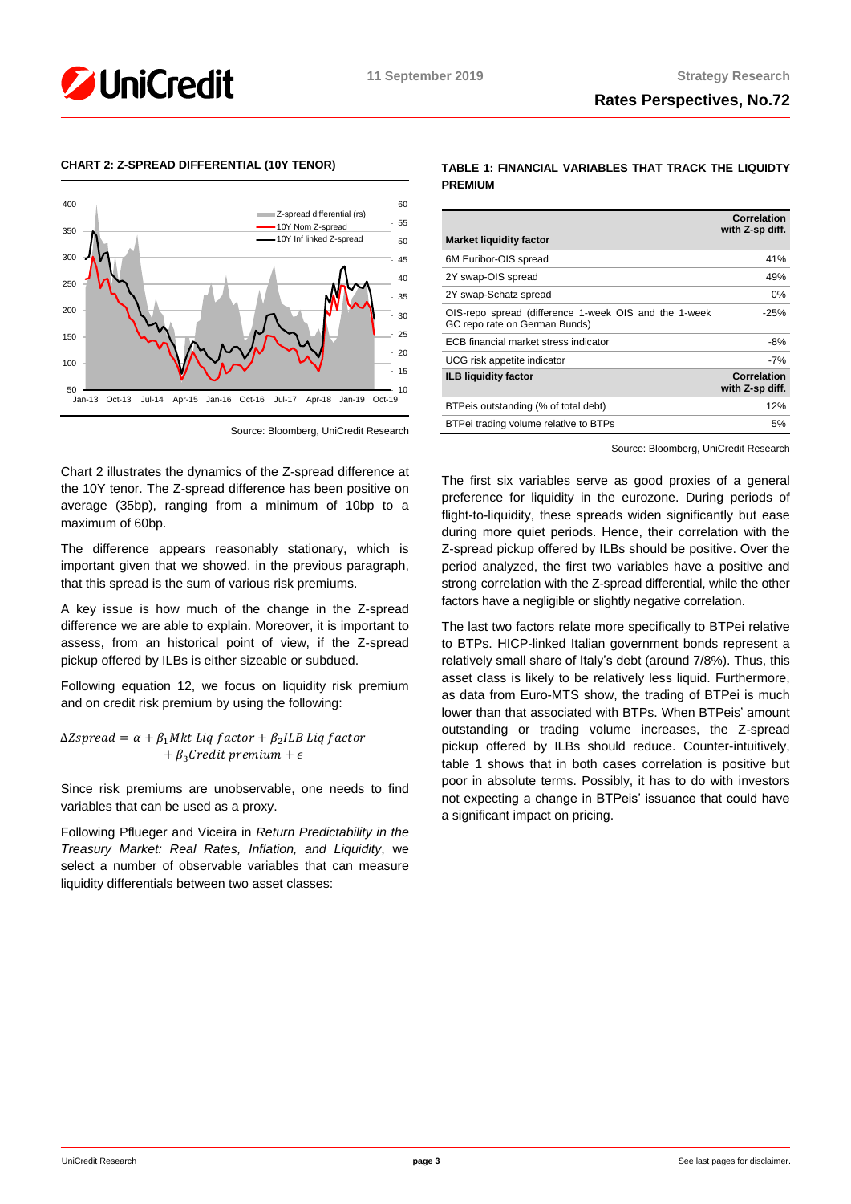**CHART 2: Z-SPREAD DIFFERENTIAL (10Y TENOR)**

Source: Bloomberg, UniCredit Research

Chart 2 illustrates the dynamics of the Z-spread difference at the 10Y tenor. The Z-spread difference has been positive on average (35bp), ranging from a minimum of 10bp to a maximum of 60bp.

The difference appears reasonably stationary, which is important given that we showed, in the previous paragraph, that this spread is the sum of various risk premiums.

A key issue is how much of the change in the Z-spread difference we are able to explain. Moreover, it is important to assess, from an historical point of view, if the Z-spread pickup offered by ILBs is either sizeable or subdued.

Following equation 12, we focus on liquidity risk premium and on credit risk premium by using the following:

$$\Delta Zspread = \alpha + \beta_1 Mkt\ Liq\ factor + \beta_2 ILB\ Liq\ factor + \beta_3 Credit\ premium + \epsilon$$

Since risk premiums are unobservable, one needs to find variables that can be used as a proxy.

Following Pflueger and Viceira in *Return Predictability in the Treasury Market: Real Rates, Inflation, and Liquidity*, we select a number of observable variables that can measure liquidity differentials between two asset classes:

**TABLE 1: FINANCIAL VARIABLES THAT TRACK THE LIQUDITY PREMIUM**

| Market liquidity factor | Correlation with Z-sp diff. |
|---|---|
| 6M Euribor-OIS spread | 41% |
| 2Y swap-OIS spread | 49% |
| 2Y swap-Schatz spread | 0% |
| OIS-repo spread (difference 1-week OIS and the 1-week GC repo rate on German Bunds) | -25% |
| ECB financial market stress indicator | -8% |
| UCG risk appetite indicator | -7% |
| **ILB liquidity factor** | **Correlation with Z-sp diff.** |
| BTPeis outstanding (% of total debt) | 12% |
| BTPei trading volume relative to BTPs | 5% |

Source: Bloomberg, UniCredit Research

The first six variables serve as good proxies of a general preference for liquidity in the eurozone. During periods of flight-to-liquidity, these spreads widen significantly but ease during more quiet periods. Hence, their correlation with the Z-spread pickup offered by ILBs should be positive. Over the period analyzed, the first two variables have a positive and strong correlation with the Z-spread differential, while the other factors have a negligible or slightly negative correlation.

The last two factors relate more specifically to BTPei relative to BTPs. HICP-linked Italian government bonds represent a relatively small share of Italy's debt (around 7/8%). Thus, this asset class is likely to be relatively less liquid. Furthermore, as data from Euro-MTS show, the trading of BTPei is much lower than that associated with BTPs. When BTPeis' amount outstanding or trading volume increases, the Z-spread pickup offered by ILBs should reduce. Counter-intuitively, table 1 shows that in both cases correlation is positive but poor in absolute terms. Possibly, it has to do with investors not expecting a change in BTPeis' issuance that could have a significant impact on pricing.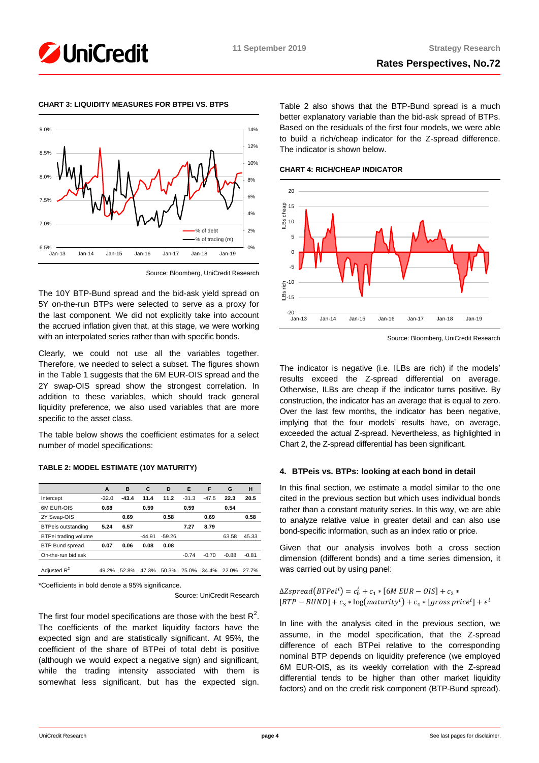**CHART 3: LIQUIDITY MEASURES FOR BTPEI VS. BTPS**

Source: Bloomberg, UniCredit Research

The 10Y BTP-Bund spread and the bid-ask yield spread on 5Y on-the-run BTPs were selected to serve as a proxy for the last component. We did not explicitly take into account the accrued inflation given that, at this stage, we were working with an interpolated series rather than with specific bonds.

Clearly, we could not use all the variables together. Therefore, we needed to select a subset. The figures shown in the Table 1 suggests that the 6M EUR-OIS spread and the 2Y swap-OIS show the strongest correlation. In addition to these variables, which should track general liquidity preference, we also used variables that are more specific to the asset class.

The table below shows the coefficient estimates for a select number of model specifications:

**TABLE 2: MODEL ESTIMATE (10Y MATURITY)**

| | A | B | C | D | E | F | G | H |
|---|---|---|---|---|---|---|---|---|
| Intercept | -32.0 | **-43.4** | **11.4** | **11.2** | -31.3 | -47.5 | **22.3** | **20.5** |
| 6M EUR-OIS | **0.68** | | **0.59** | | **0.59** | | **0.54** | |
| 2Y Swap-OIS | | **0.69** | | **0.58** | | **0.69** | | **0.58** |
| BTPeis outstanding | **5.24** | **6.57** | | | **7.27** | **8.79** | | |
| BTPei trading volume | | | -44.91 | -59.26 | | | 63.58 | 45.33 |
| BTP Bund spread | **0.07** | **0.06** | **0.08** | **0.08** | | | | |
| On-the-run bid ask | | | | | -0.74 | -0.70 | -0.88 | -0.81 |
| Adjusted $R^2$ | 49.2% | 52.8% | 47.3% | 50.3% | 25.0% | 34.4% | 22.0% | 27.7% |

*Coefficients in bold denote a 95% significance.

Source: UniCredit Research

The first four model specifications are those with the best $R^2$. The coefficients of the market liquidity factors have the expected sign and are statistically significant. At 95%, the coefficient of the share of BTPei of total debt is positive (although we would expect a negative sign) and significant, while the trading intensity associated with them is somewhat less significant, but has the expected sign.

Table 2 also shows that the BTP-Bund spread is a much better explanatory variable than the bid-ask spread of BTPs. Based on the residuals of the first four models, we were able to build a rich/cheap indicator for the Z-spread difference. The indicator is shown below.

**CHART 4: RICH/CHEAP INDICATOR**

Source: Bloomberg, UniCredit Research

The indicator is negative (i.e. ILBs are rich) if the models' results exceed the Z-spread differential on average. Otherwise, ILBs are cheap if the indicator turns positive. By construction, the indicator has an average that is equal to zero. Over the last few months, the indicator has been negative, implying that the four models' results have, on average, exceeded the actual Z-spread. Nevertheless, as highlighted in Chart 2, the Z-spread differential has been significant.

## 4. BTPeis vs. BTPs: looking at each bond in detail

In this final section, we estimate a model similar to the one cited in the previous section but which uses individual bonds rather than a constant maturity series. In this way, we are able to analyze relative value in greater detail and can also use bond-specific information, such as an index ratio or price.

Given that our analysis involves both a cross section dimension (different bonds) and a time series dimension, it was carried out by using panel:

$$\Delta Zspread(BTPei^i) = c_0^i + c_1 * [6M\ EUR - OIS] + c_2 * [BTP - BUND] + c_3 * \log(maturity^i) + c_4 * [gross\ price^i] + \epsilon^i$$

In line with the analysis cited in the previous section, we assume, in the model specification, that the Z-spread difference of each BTPei relative to the corresponding nominal BTP depends on liquidity preference (we employed 6M EUR-OIS, as its weekly correlation with the Z-spread differential tends to be higher than other market liquidity factors) and on the credit risk component (BTP-Bund spread).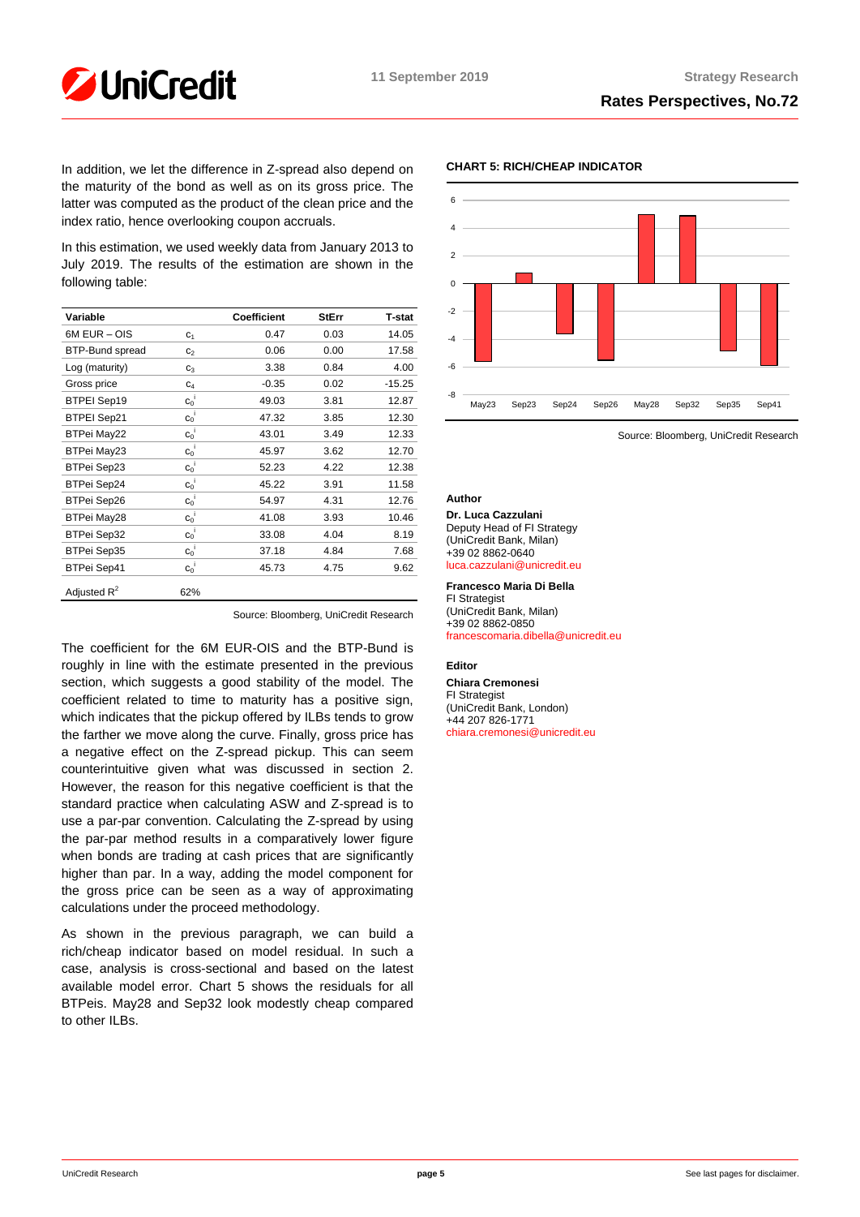In addition, we let the difference in Z-spread also depend on the maturity of the bond as well as on its gross price. The latter was computed as the product of the clean price and the index ratio, hence overlooking coupon accruals.

In this estimation, we used weekly data from January 2013 to July 2019. The results of the estimation are shown in the following table:

| Variable | | Coefficient | StErr | T-stat |
|---|---|---|---|---|
| 6M EUR – OIS | $c_1$ | 0.47 | 0.03 | 14.05 |
| BTP-Bund spread | $c_2$ | 0.06 | 0.00 | 17.58 |
| Log (maturity) | $c_3$ | 3.38 | 0.84 | 4.00 |
| Gross price | $c_4$ | -0.35 | 0.02 | -15.25 |
| BTPEI Sep19 | $c_0^i$ | 49.03 | 3.81 | 12.87 |
| BTPEI Sep21 | $c_0^i$ | 47.32 | 3.85 | 12.30 |
| BTPei May22 | $c_0^i$ | 43.01 | 3.49 | 12.33 |
| BTPei May23 | $c_0^i$ | 45.97 | 3.62 | 12.70 |
| BTPei Sep23 | $c_0^i$ | 52.23 | 4.22 | 12.38 |
| BTPei Sep24 | $c_0^i$ | 45.22 | 3.91 | 11.58 |
| BTPei Sep26 | $c_0^i$ | 54.97 | 4.31 | 12.76 |
| BTPei May28 | $c_0^i$ | 41.08 | 3.93 | 10.46 |
| BTPei Sep32 | $c_0^i$ | 33.08 | 4.04 | 8.19 |
| BTPei Sep35 | $c_0^i$ | 37.18 | 4.84 | 7.68 |
| BTPei Sep41 | $c_0^i$ | 45.73 | 4.75 | 9.62 |
| Adjusted $R^2$ | 62% | | | |

Source: Bloomberg, UniCredit Research

The coefficient for the 6M EUR-OIS and the BTP-Bund is roughly in line with the estimate presented in the previous section, which suggests a good stability of the model. The coefficient related to time to maturity has a positive sign, which indicates that the pickup offered by ILBs tends to grow the farther we move along the curve. Finally, gross price has a negative effect on the Z-spread pickup. This can seem counterintuitive given what was discussed in section 2. However, the reason for this negative coefficient is that the standard practice when calculating ASW and Z-spread is to use a par-par convention. Calculating the Z-spread by using the par-par method results in a comparatively lower figure when bonds are trading at cash prices that are significantly higher than par. In a way, adding the model component for the gross price can be seen as a way of approximating calculations under the proceed methodology.

As shown in the previous paragraph, we can build a rich/cheap indicator based on model residual. In such a case, analysis is cross-sectional and based on the latest available model error. Chart 5 shows the residuals for all BTPeis. May28 and Sep32 look modestly cheap compared to other ILBs.

**CHART 5: RICH/CHEAP INDICATOR**

Source: Bloomberg, UniCredit Research

**Author**

**Dr. Luca Cazzulani**
Deputy Head of FI Strategy
(UniCredit Bank, Milan)
+39 02 8862-0640
luca.cazzulani@unicredit.eu

**Francesco Maria Di Bella**
FI Strategist
(UniCredit Bank, Milan)
+39 02 8862-0850
francescomaria.dibella@unicredit.eu

**Editor**

**Chiara Cremonesi**
FI Strategist
(UniCredit Bank, London)
+44 207 826-1771
chiara.cremonesi@unicredit.eu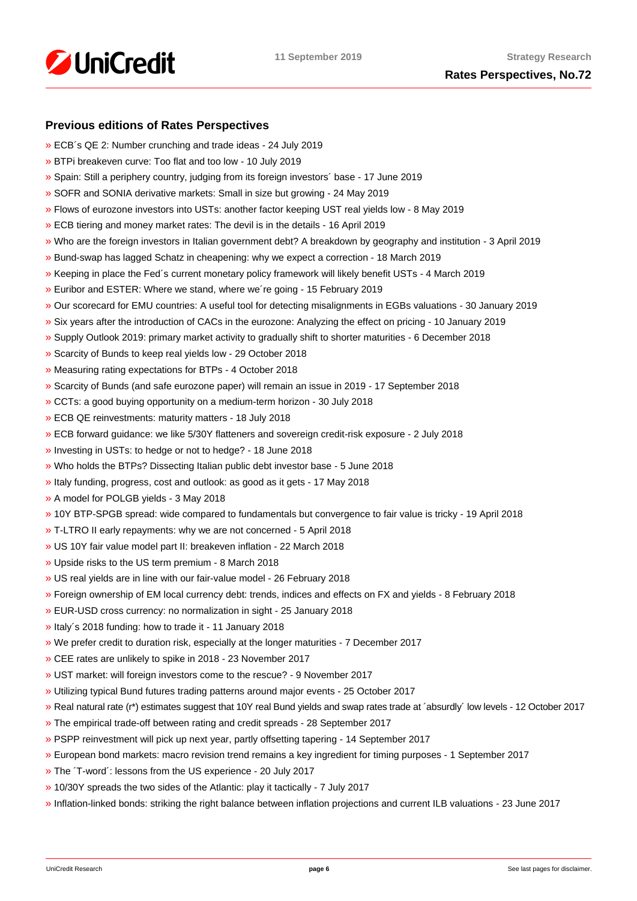## Previous editions of Rates Perspectives

- » ECB´s QE 2: Number crunching and trade ideas - 24 July 2019
- » BTPi breakeven curve: Too flat and too low - 10 July 2019
- » Spain: Still a periphery country, judging from its foreign investors´ base - 17 June 2019
- » SOFR and SONIA derivative markets: Small in size but growing - 24 May 2019
- » Flows of eurozone investors into USTs: another factor keeping UST real yields low - 8 May 2019
- » ECB tiering and money market rates: The devil is in the details - 16 April 2019
- » Who are the foreign investors in Italian government debt? A breakdown by geography and institution - 3 April 2019
- » Bund-swap has lagged Schatz in cheapening: why we expect a correction - 18 March 2019
- » Keeping in place the Fed´s current monetary policy framework will likely benefit USTs - 4 March 2019
- » Euribor and ESTER: Where we stand, where we´re going - 15 February 2019
- » Our scorecard for EMU countries: A useful tool for detecting misalignments in EGBs valuations - 30 January 2019
- » Six years after the introduction of CACs in the eurozone: Analyzing the effect on pricing - 10 January 2019
- » Supply Outlook 2019: primary market activity to gradually shift to shorter maturities - 6 December 2018
- » Scarcity of Bunds to keep real yields low - 29 October 2018
- » Measuring rating expectations for BTPs - 4 October 2018
- » Scarcity of Bunds (and safe eurozone paper) will remain an issue in 2019 - 17 September 2018
- » CCTs: a good buying opportunity on a medium-term horizon - 30 July 2018
- » ECB QE reinvestments: maturity matters - 18 July 2018
- » ECB forward guidance: we like 5/30Y flatteners and sovereign credit-risk exposure - 2 July 2018
- » Investing in USTs: to hedge or not to hedge? - 18 June 2018
- » Who holds the BTPs? Dissecting Italian public debt investor base - 5 June 2018
- » Italy funding, progress, cost and outlook: as good as it gets - 17 May 2018
- » A model for POLGB yields - 3 May 2018
- » 10Y BTP-SPGB spread: wide compared to fundamentals but convergence to fair value is tricky - 19 April 2018
- » T-LTRO II early repayments: why we are not concerned - 5 April 2018
- » US 10Y fair value model part II: breakeven inflation - 22 March 2018
- » Upside risks to the US term premium - 8 March 2018
- » US real yields are in line with our fair-value model - 26 February 2018
- » Foreign ownership of EM local currency debt: trends, indices and effects on FX and yields - 8 February 2018
- » EUR-USD cross currency: no normalization in sight - 25 January 2018
- » Italy´s 2018 funding: how to trade it - 11 January 2018
- » We prefer credit to duration risk, especially at the longer maturities - 7 December 2017
- » CEE rates are unlikely to spike in 2018 - 23 November 2017
- » UST market: will foreign investors come to the rescue? - 9 November 2017
- » Utilizing typical Bund futures trading patterns around major events - 25 October 2017
- » Real natural rate (r*) estimates suggest that 10Y real Bund yields and swap rates trade at ´absurdly´ low levels - 12 October 2017
- » The empirical trade-off between rating and credit spreads - 28 September 2017
- » PSPP reinvestment will pick up next year, partly offsetting tapering - 14 September 2017
- » European bond markets: macro revision trend remains a key ingredient for timing purposes - 1 September 2017
- » The ´T-word´: lessons from the US experience - 20 July 2017
- » 10/30Y spreads the two sides of the Atlantic: play it tactically - 7 July 2017
- » Inflation-linked bonds: striking the right balance between inflation projections and current ILB valuations - 23 June 2017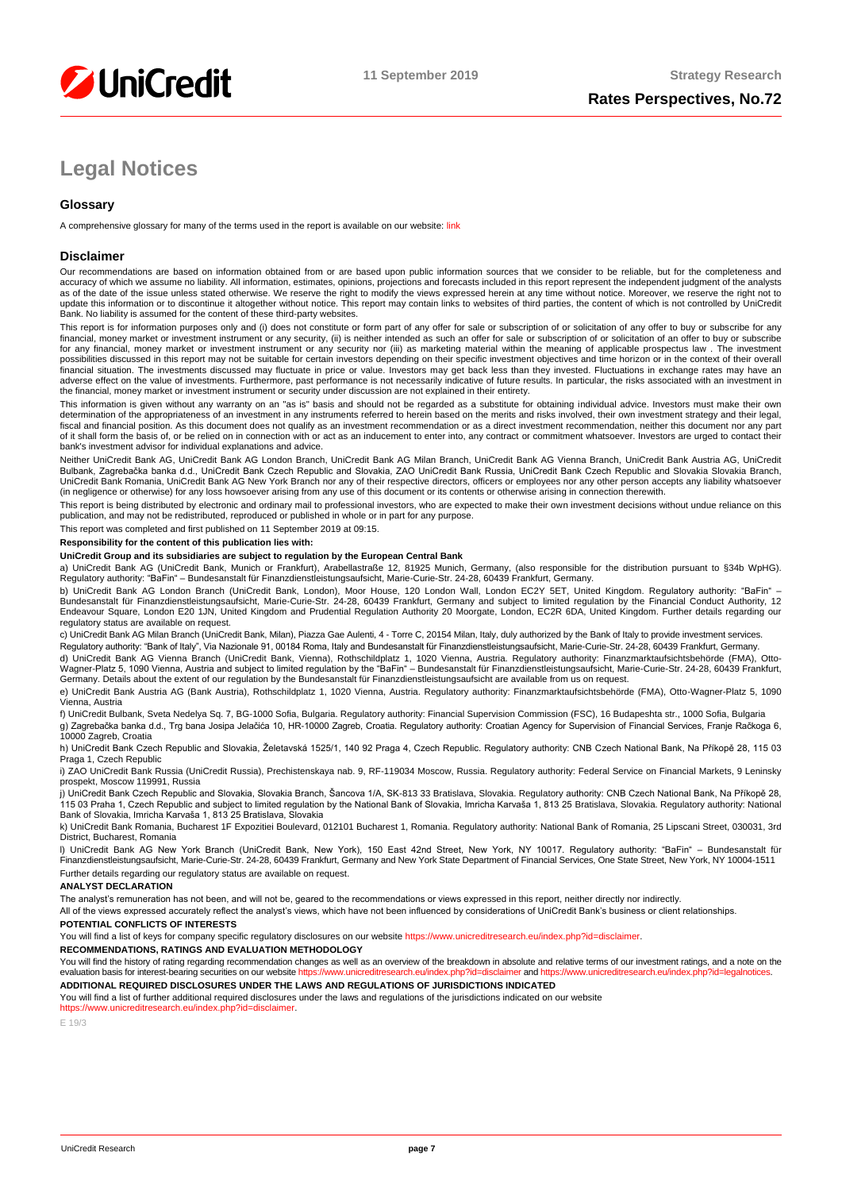# Legal Notices

## Glossary

A comprehensive glossary for many of the terms used in the report is available on our website: link

## Disclaimer

Our recommendations are based on information obtained from or are based upon public information sources that we consider to be reliable, but for the completeness and accuracy of which we assume no liability. All information, estimates, opinions, projections and forecasts included in this report represent the independent judgment of the analysts as of the date of the issue unless stated otherwise. We reserve the right to modify the views expressed herein at any time without notice. Moreover, we reserve the right not to update this information or to discontinue it altogether without notice. This report may contain links to websites of third parties, the content of which is not controlled by UniCredit Bank. No liability is assumed for the content of these third-party websites.

This report is for information purposes only and (i) does not constitute or form part of any offer for sale or subscription of or solicitation of any offer to buy or subscribe for any financial, money market or investment instrument or any security, (ii) is neither intended as such an offer for sale or subscription of or solicitation of an offer to buy or subscribe for any financial, money market or investment instrument or any security nor (iii) as marketing material within the meaning of applicable prospectus law . The investment possibilities discussed in this report may not be suitable for certain investors depending on their specific investment objectives and time horizon or in the context of their overall financial situation. The investments discussed may fluctuate in price or value. Investors may get back less than they invested. Fluctuations in exchange rates may have an adverse effect on the value of investments. Furthermore, past performance is not necessarily indicative of future results. In particular, the risks associated with an investment in the financial, money market or investment instrument or security under discussion are not explained in their entirety.

This information is given without any warranty on an "as is" basis and should not be regarded as a substitute for obtaining individual advice. Investors must make their own determination of the appropriateness of an investment in any instruments referred to herein based on the merits and risks involved, their own investment strategy and their legal, fiscal and financial position. As this document does not qualify as an investment recommendation or as a direct investment recommendation, neither this document nor any part of it shall form the basis of, or be relied on in connection with or act as an inducement to enter into, any contract or commitment whatsoever. Investors are urged to contact their bank's investment advisor for individual explanations and advice.

Neither UniCredit Bank AG, UniCredit Bank AG London Branch, UniCredit Bank AG Milan Branch, UniCredit Bank AG Vienna Branch, UniCredit Bank Austria AG, UniCredit Bulbank, Zagrebačka banka d.d., UniCredit Bank Czech Republic and Slovakia, ZAO UniCredit Bank Russia, UniCredit Bank Czech Republic and Slovakia Slovakia Branch, UniCredit Bank Romania, UniCredit Bank AG New York Branch nor any of their respective directors, officers or employees nor any other person accepts any liability whatsoever (in negligence or otherwise) for any loss howsoever arising from any use of this document or its contents or otherwise arising in connection therewith.

This report is being distributed by electronic and ordinary mail to professional investors, who are expected to make their own investment decisions without undue reliance on this publication, and may not be redistributed, reproduced or published in whole or in part for any purpose.

This report was completed and first published on 11 September 2019 at 09:15.

**Responsibility for the content of this publication lies with:**

**UniCredit Group and its subsidiaries are subject to regulation by the European Central Bank**

a) UniCredit Bank AG (UniCredit Bank, Munich or Frankfurt), Arabellastraße 12, 81925 Munich, Germany, (also responsible for the distribution pursuant to §34b WpHG). Regulatory authority: "BaFin" – Bundesanstalt für Finanzdienstleistungsaufsicht, Marie-Curie-Str. 24-28, 60439 Frankfurt, Germany.

b) UniCredit Bank AG London Branch (UniCredit Bank, London), Moor House, 120 London Wall, London EC2Y 5ET, United Kingdom. Regulatory authority: "BaFin" – Bundesanstalt für Finanzdienstleistungsaufsicht, Marie-Curie-Str. 24-28, 60439 Frankfurt, Germany and subject to limited regulation by the Financial Conduct Authority, 12 Endeavour Square, London E20 1JN, United Kingdom and Prudential Regulation Authority 20 Moorgate, London, EC2R 6DA, United Kingdom. Further details regarding our regulatory status are available on request.

c) UniCredit Bank AG Milan Branch (UniCredit Bank, Milan), Piazza Gae Aulenti, 4 - Torre C, 20154 Milan, Italy, duly authorized by the Bank of Italy to provide investment services.

Regulatory authority: "Bank of Italy", Via Nazionale 91, 00184 Roma, Italy and Bundesanstalt für Finanzdienstleistungsaufsicht, Marie-Curie-Str. 24-28, 60439 Frankfurt, Germany.

d) UniCredit Bank AG Vienna Branch (UniCredit Bank, Vienna), Rothschildplatz 1, 1020 Vienna, Austria. Regulatory authority: Finanzmarktaufsichtsbehörde (FMA), Otto-Wagner-Platz 5, 1090 Vienna, Austria and subject to limited regulation by the "BaFin" – Bundesanstalt für Finanzdienstleistungsaufsicht, Marie-Curie-Str. 24-28, 60439 Frankfurt, Germany. Details about the extent of our regulation by the Bundesanstalt für Finanzdienstleistungsaufsicht are available from us on request.

e) UniCredit Bank Austria AG (Bank Austria), Rothschildplatz 1, 1020 Vienna, Austria. Regulatory authority: Finanzmarktaufsichtsbehörde (FMA), Otto-Wagner-Platz 5, 1090 Vienna, Austria

f) UniCredit Bulbank, Sveta Nedelya Sq. 7, BG-1000 Sofia, Bulgaria. Regulatory authority: Financial Supervision Commission (FSC), 16 Budapeshta str., 1000 Sofia, Bulgaria

g) Zagrebačka banka d.d., Trg bana Josipa Jelačića 10, HR-10000 Zagreb, Croatia. Regulatory authority: Croatian Agency for Supervision of Financial Services, Franje Račkoga 6, 10000 Zagreb, Croatia

h) UniCredit Bank Czech Republic and Slovakia, Želetavská 1525/1, 140 92 Praga 4, Czech Republic. Regulatory authority: CNB Czech National Bank, Na Příkopě 28, 115 03 Praga 1, Czech Republic

i) ZAO UniCredit Bank Russia (UniCredit Russia), Prechistenskaya nab. 9, RF-119034 Moscow, Russia. Regulatory authority: Federal Service on Financial Markets, 9 Leninsky prospekt, Moscow 119991, Russia

j) UniCredit Bank Czech Republic and Slovakia, Slovakia Branch, Šancova 1/A, SK-813 33 Bratislava, Slovakia. Regulatory authority: CNB Czech National Bank, Na Příkopě 28, 115 03 Praha 1, Czech Republic and subject to limited regulation by the National Bank of Slovakia, Imricha Karvaša 1, 813 25 Bratislava, Slovakia. Regulatory authority: National Bank of Slovakia, Imricha Karvaša 1, 813 25 Bratislava, Slovakia

k) UniCredit Bank Romania, Bucharest 1F Expozitiei Boulevard, 012101 Bucharest 1, Romania. Regulatory authority: National Bank of Romania, 25 Lipscani Street, 030031, 3rd District, Bucharest, Romania

l) UniCredit Bank AG New York Branch (UniCredit Bank, New York), 150 East 42nd Street, New York, NY 10017. Regulatory authority: "BaFin" – Bundesanstalt für Finanzdienstleistungsaufsicht, Marie-Curie-Str. 24-28, 60439 Frankfurt, Germany and New York State Department of Financial Services, One State Street, New York, NY 10004-1511

Further details regarding our regulatory status are available on request.

**ANALYST DECLARATION**

The analyst's remuneration has not been, and will not be, geared to the recommendations or views expressed in this report, neither directly nor indirectly.

All of the views expressed accurately reflect the analyst's views, which have not been influenced by considerations of UniCredit Bank's business or client relationships.

**POTENTIAL CONFLICTS OF INTERESTS**

You will find a list of keys for company specific regulatory disclosures on our website https://www.unicreditresearch.eu/index.php?id=disclaimer.

**RECOMMENDATIONS, RATINGS AND EVALUATION METHODOLOGY**

You will find the history of rating regarding recommendation changes as well as an overview of the breakdown in absolute and relative terms of our investment ratings, and a note on the evaluation basis for interest-bearing securities on our website https://www.unicreditresearch.eu/index.php?id=disclaimer and https://www.unicreditresearch.eu/index.php?id=legalnotices.

**ADDITIONAL REQUIRED DISCLOSURES UNDER THE LAWS AND REGULATIONS OF JURISDICTIONS INDICATED**

You will find a list of further additional required disclosures under the laws and regulations of the jurisdictions indicated on our website https://www.unicreditresearch.eu/index.php?id=disclaimer.

E 19/3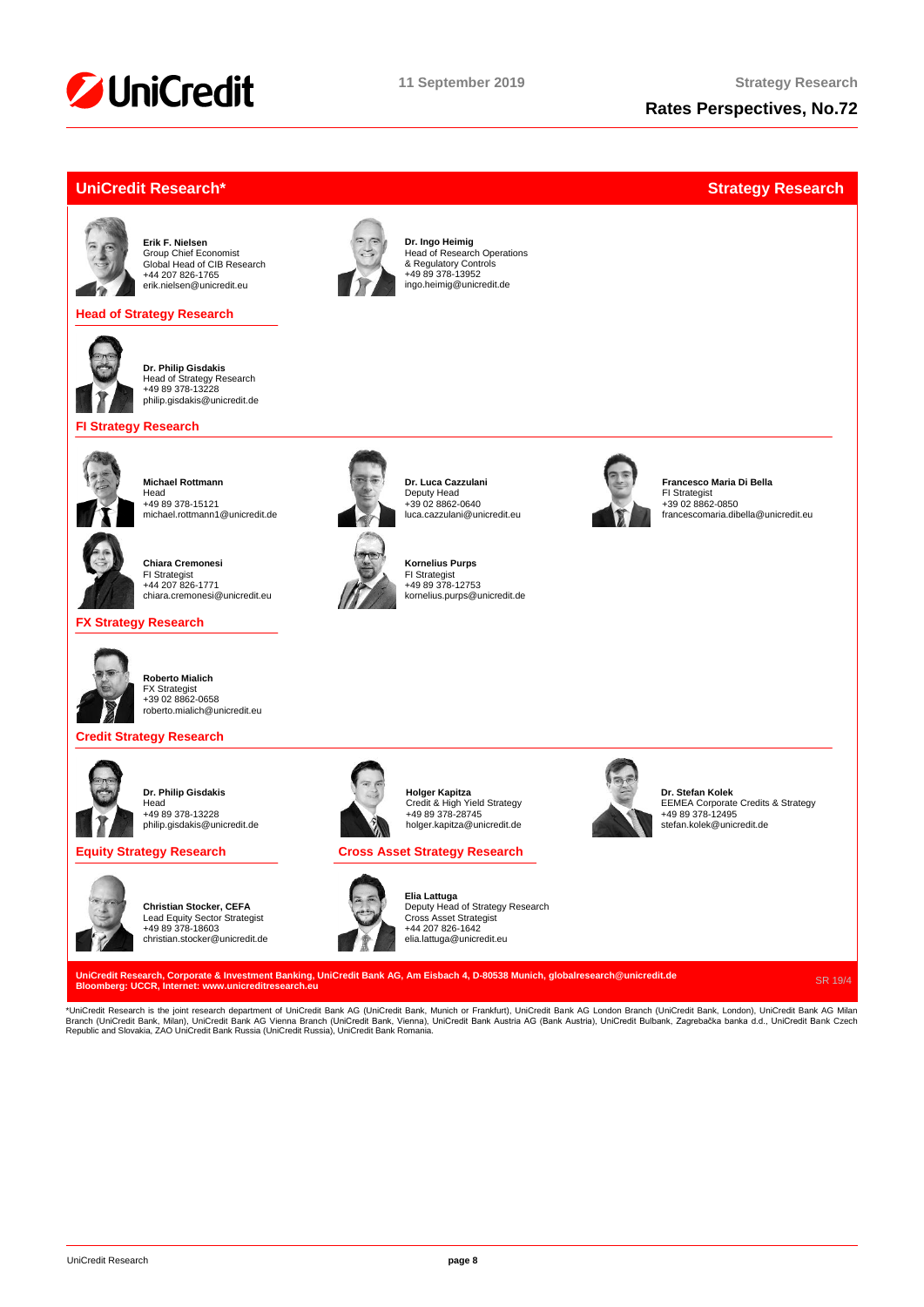## UniCredit Research*

## Strategy Research

**Erik F. Nielsen**
Group Chief Economist
Global Head of CIB Research
+44 207 826-1765
erik.nielsen@unicredit.eu

**Dr. Ingo Heimig**
Head of Research Operations
& Regulatory Controls
+49 89 378-13952
ingo.heimig@unicredit.de

### Head of Strategy Research

**Dr. Philip Gisdakis**
Head of Strategy Research
+49 89 378-13228
philip.gisdakis@unicredit.de

### FI Strategy Research

**Michael Rottmann**
Head
+49 89 378-15121
michael.rottmann1@unicredit.de

**Dr. Luca Cazzulani**
Deputy Head
+39 02 8862-0640
luca.cazzulani@unicredit.eu

**Francesco Maria Di Bella**
FI Strategist
+39 02 8862-0850
francescomaria.dibella@unicredit.eu

**Chiara Cremonesi**
FI Strategist
+44 207 826-1771
chiara.cremonesi@unicredit.eu

**Kornelius Purps**
FI Strategist
+49 89 378-12753
kornelius.purps@unicredit.de

### FX Strategy Research

**Roberto Mialich**
FX Strategist
+39 02 8862-0658
roberto.mialich@unicredit.eu

### Credit Strategy Research

**Dr. Philip Gisdakis**
Head
+49 89 378-13228
philip.gisdakis@unicredit.de

**Holger Kapitza**
Credit & High Yield Strategy
+49 89 378-28745
holger.kapitza@unicredit.de

**Dr. Stefan Kolek**
EEMEA Corporate Credits & Strategy
+49 89 378-12495
stefan.kolek@unicredit.de

### Equity Strategy Research

**Christian Stocker, CEFA**
Lead Equity Sector Strategist
+49 89 378-18603
christian.stocker@unicredit.de

### Cross Asset Strategy Research

**Elia Lattuga**
Deputy Head of Strategy Research
Cross Asset Strategist
+44 207 826-1642
elia.lattuga@unicredit.eu

**UniCredit Research, Corporate & Investment Banking, UniCredit Bank AG, Am Eisbach 4, D-80538 Munich, globalresearch@unicredit.de**
**Bloomberg: UCCR, Internet: www.unicreditresearch.eu**

SR 19/4

*UniCredit Research is the joint research department of UniCredit Bank AG (UniCredit Bank, Munich or Frankfurt), UniCredit Bank AG London Branch (UniCredit Bank, London), UniCredit Bank AG Milan Branch (UniCredit Bank, Milan), UniCredit Bank AG Vienna Branch (UniCredit Bank, Vienna), UniCredit Bank Austria AG (Bank Austria), UniCredit Bulbank, Zagrebačka banka d.d., UniCredit Bank Czech Republic and Slovakia, ZAO UniCredit Bank Russia (UniCredit Russia), UniCredit Bank Romania.